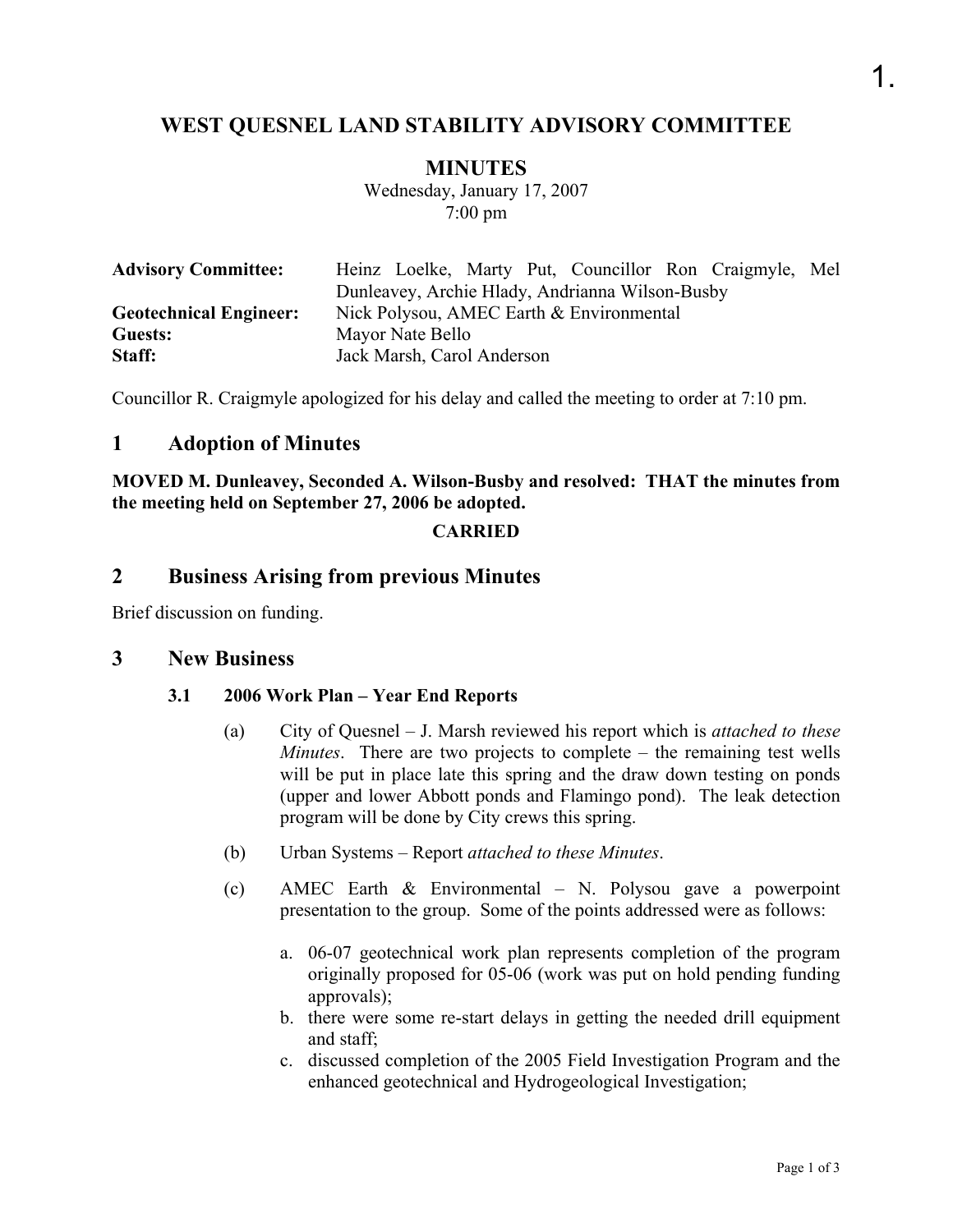# WEST QUESNEL LAND STABILITY ADVISORY COMMITTEE

## MINUTES

Wednesday, January 17, 2007
7:00 pm

| | |
|---|---|
| **Advisory Committee:** | Heinz Loelke, Marty Put, Councillor Ron Craigmyle, Mel Dunleavey, Archie Hlady, Andrianna Wilson-Busby |
| **Geotechnical Engineer:** | Nick Polysou, AMEC Earth & Environmental |
| **Guests:** | Mayor Nate Bello |
| **Staff:** | Jack Marsh, Carol Anderson |

Councillor R. Craigmyle apologized for his delay and called the meeting to order at 7:10 pm.

## 1 Adoption of Minutes

**MOVED M. Dunleavey, Seconded A. Wilson-Busby and resolved: THAT the minutes from the meeting held on September 27, 2006 be adopted.**

**CARRIED**

## 2 Business Arising from previous Minutes

Brief discussion on funding.

## 3 New Business

### 3.1 2006 Work Plan – Year End Reports

(a) City of Quesnel – J. Marsh reviewed his report which is *attached to these Minutes*. There are two projects to complete – the remaining test wells will be put in place late this spring and the draw down testing on ponds (upper and lower Abbott ponds and Flamingo pond). The leak detection program will be done by City crews this spring.

(b) Urban Systems – Report *attached to these Minutes*.

(c) AMEC Earth & Environmental – N. Polysou gave a powerpoint presentation to the group. Some of the points addressed were as follows:

a. 06-07 geotechnical work plan represents completion of the program originally proposed for 05-06 (work was put on hold pending funding approvals);
b. there were some re-start delays in getting the needed drill equipment and staff;
c. discussed completion of the 2005 Field Investigation Program and the enhanced geotechnical and Hydrogeological Investigation;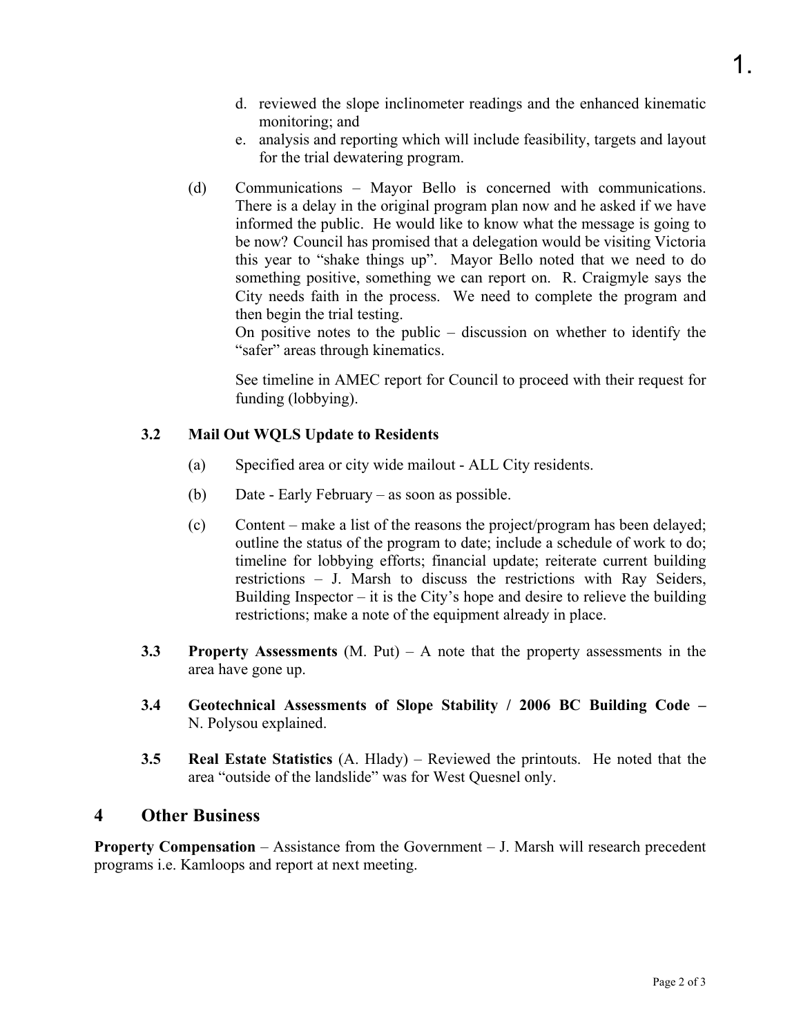d. reviewed the slope inclinometer readings and the enhanced kinematic monitoring; and
e. analysis and reporting which will include feasibility, targets and layout for the trial dewatering program.

(d) Communications – Mayor Bello is concerned with communications. There is a delay in the original program plan now and he asked if we have informed the public. He would like to know what the message is going to be now? Council has promised that a delegation would be visiting Victoria this year to "shake things up". Mayor Bello noted that we need to do something positive, something we can report on. R. Craigmyle says the City needs faith in the process. We need to complete the program and then begin the trial testing.
On positive notes to the public – discussion on whether to identify the "safer" areas through kinematics.

See timeline in AMEC report for Council to proceed with their request for funding (lobbying).

### 3.2 Mail Out WQLS Update to Residents

(a) Specified area or city wide mailout - ALL City residents.

(b) Date - Early February – as soon as possible.

(c) Content – make a list of the reasons the project/program has been delayed; outline the status of the program to date; include a schedule of work to do; timeline for lobbying efforts; financial update; reiterate current building restrictions – J. Marsh to discuss the restrictions with Ray Seiders, Building Inspector – it is the City's hope and desire to relieve the building restrictions; make a note of the equipment already in place.

**3.3 Property Assessments** (M. Put) – A note that the property assessments in the area have gone up.

**3.4 Geotechnical Assessments of Slope Stability / 2006 BC Building Code –** N. Polysou explained.

**3.5 Real Estate Statistics** (A. Hlady) – Reviewed the printouts. He noted that the area "outside of the landslide" was for West Quesnel only.

## 4 Other Business

**Property Compensation** – Assistance from the Government – J. Marsh will research precedent programs i.e. Kamloops and report at next meeting.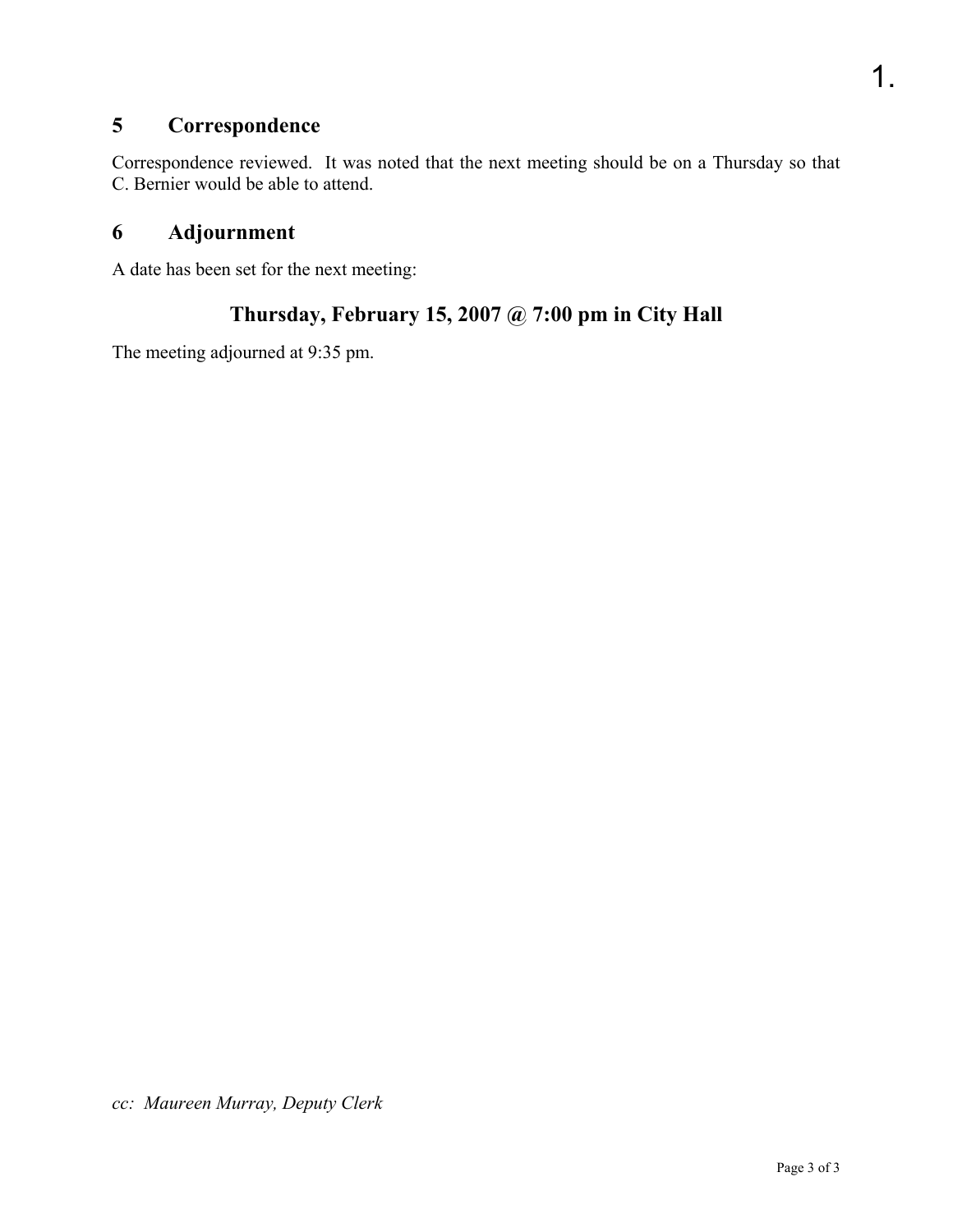## 5 Correspondence

Correspondence reviewed. It was noted that the next meeting should be on a Thursday so that C. Bernier would be able to attend.

## 6 Adjournment

A date has been set for the next meeting:

**Thursday, February 15, 2007 @ 7:00 pm in City Hall**

The meeting adjourned at 9:35 pm.

*cc: Maureen Murray, Deputy Clerk*